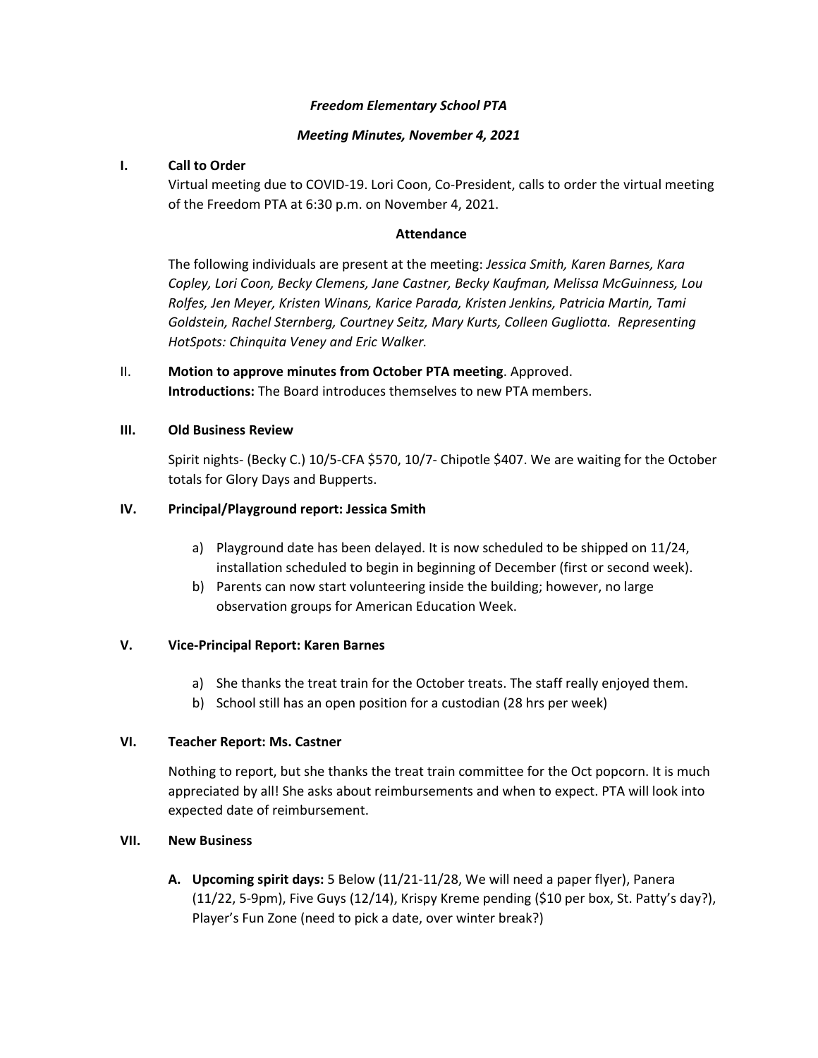***Freedom Elementary School PTA***

***Meeting Minutes, November 4, 2021***

## I. Call to Order

Virtual meeting due to COVID-19. Lori Coon, Co-President, calls to order the virtual meeting of the Freedom PTA at 6:30 p.m. on November 4, 2021.

**Attendance**

The following individuals are present at the meeting: *Jessica Smith, Karen Barnes, Kara Copley, Lori Coon, Becky Clemens, Jane Castner, Becky Kaufman, Melissa McGuinness, Lou Rolfes, Jen Meyer, Kristen Winans, Karice Parada, Kristen Jenkins, Patricia Martin, Tami Goldstein, Rachel Sternberg, Courtney Seitz, Mary Kurts, Colleen Gugliotta. Representing HotSpots: Chinquita Veney and Eric Walker.*

## II. Motion to approve minutes from October PTA meeting

**Motion to approve minutes from October PTA meeting**. Approved.

**Introductions:** The Board introduces themselves to new PTA members.

## III. Old Business Review

Spirit nights- (Becky C.) 10/5-CFA $570, 10/7- Chipotle $407. We are waiting for the October totals for Glory Days and Bupperts.

## IV. Principal/Playground report: Jessica Smith

a) Playground date has been delayed. It is now scheduled to be shipped on 11/24, installation scheduled to begin in beginning of December (first or second week).
b) Parents can now start volunteering inside the building; however, no large observation groups for American Education Week.

## V. Vice-Principal Report: Karen Barnes

a) She thanks the treat train for the October treats. The staff really enjoyed them.
b) School still has an open position for a custodian (28 hrs per week)

## VI. Teacher Report: Ms. Castner

Nothing to report, but she thanks the treat train committee for the Oct popcorn. It is much appreciated by all! She asks about reimbursements and when to expect. PTA will look into expected date of reimbursement.

## VII. New Business

A. **Upcoming spirit days:** 5 Below (11/21-11/28, We will need a paper flyer), Panera (11/22, 5-9pm), Five Guys (12/14), Krispy Kreme pending ($10 per box, St. Patty's day?), Player's Fun Zone (need to pick a date, over winter break?)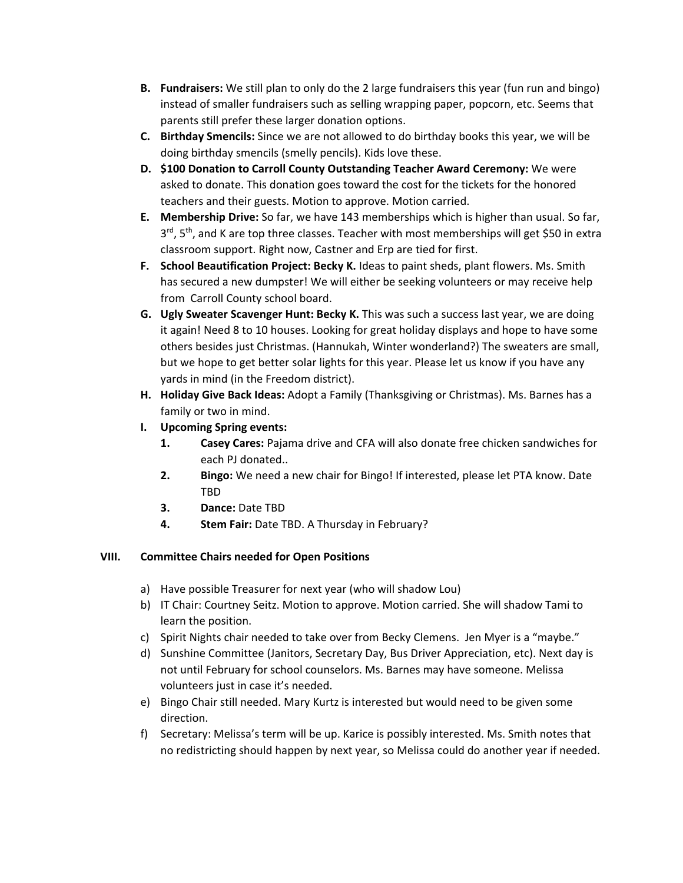B. **Fundraisers:** We still plan to only do the 2 large fundraisers this year (fun run and bingo) instead of smaller fundraisers such as selling wrapping paper, popcorn, etc. Seems that parents still prefer these larger donation options.

C. **Birthday Smencils:** Since we are not allowed to do birthday books this year, we will be doing birthday smencils (smelly pencils). Kids love these.

D. **$100 Donation to Carroll County Outstanding Teacher Award Ceremony:** We were asked to donate. This donation goes toward the cost for the tickets for the honored teachers and their guests. Motion to approve. Motion carried.

E. **Membership Drive:** So far, we have 143 memberships which is higher than usual. So far, 3rd, 5th, and K are top three classes. Teacher with most memberships will get $50 in extra classroom support. Right now, Castner and Erp are tied for first.

F. **School Beautification Project: Becky K.** Ideas to paint sheds, plant flowers. Ms. Smith has secured a new dumpster! We will either be seeking volunteers or may receive help from Carroll County school board.

G. **Ugly Sweater Scavenger Hunt: Becky K.** This was such a success last year, we are doing it again! Need 8 to 10 houses. Looking for great holiday displays and hope to have some others besides just Christmas. (Hannukah, Winter wonderland?) The sweaters are small, but we hope to get better solar lights for this year. Please let us know if you have any yards in mind (in the Freedom district).

H. **Holiday Give Back Ideas:** Adopt a Family (Thanksgiving or Christmas). Ms. Barnes has a family or two in mind.

I. **Upcoming Spring events:**
   1. **Casey Cares:** Pajama drive and CFA will also donate free chicken sandwiches for each PJ donated..
   2. **Bingo:** We need a new chair for Bingo! If interested, please let PTA know. Date TBD
   3. **Dance:** Date TBD
   4. **Stem Fair:** Date TBD. A Thursday in February?

## VIII. Committee Chairs needed for Open Positions

a) Have possible Treasurer for next year (who will shadow Lou)

b) IT Chair: Courtney Seitz. Motion to approve. Motion carried. She will shadow Tami to learn the position.

c) Spirit Nights chair needed to take over from Becky Clemens. Jen Myer is a "maybe."

d) Sunshine Committee (Janitors, Secretary Day, Bus Driver Appreciation, etc). Next day is not until February for school counselors. Ms. Barnes may have someone. Melissa volunteers just in case it's needed.

e) Bingo Chair still needed. Mary Kurtz is interested but would need to be given some direction.

f) Secretary: Melissa's term will be up. Karice is possibly interested. Ms. Smith notes that no redistricting should happen by next year, so Melissa could do another year if needed.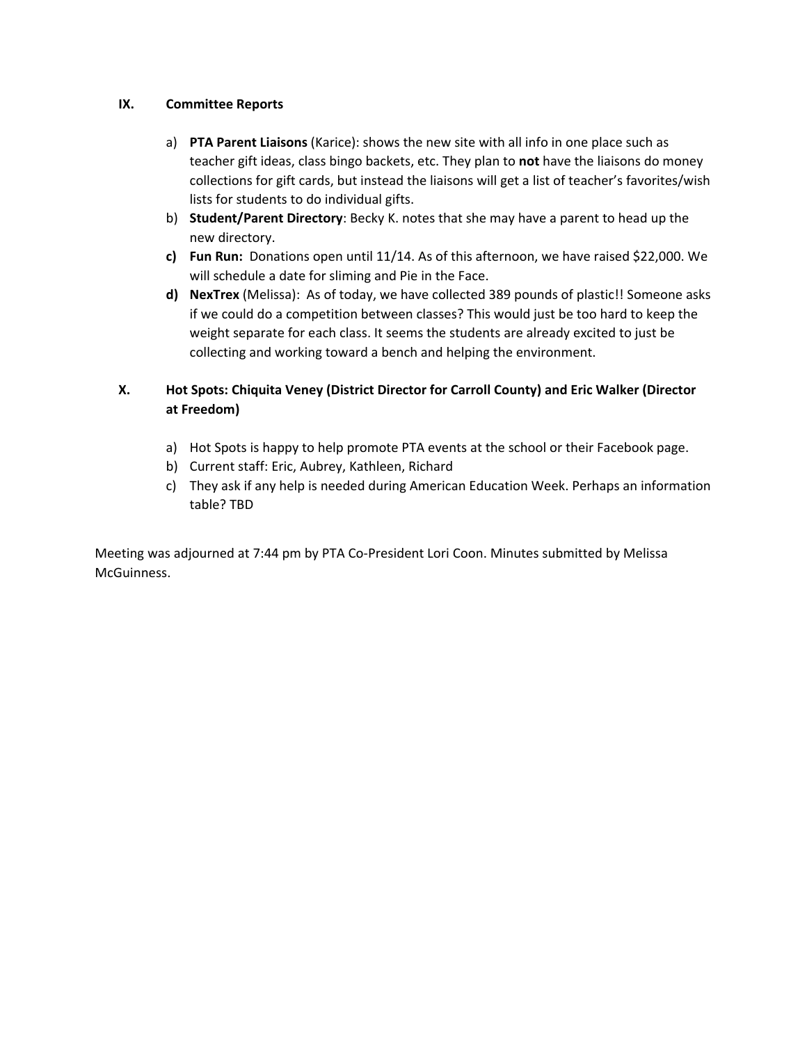## IX. Committee Reports

a) **PTA Parent Liaisons** (Karice): shows the new site with all info in one place such as teacher gift ideas, class bingo backets, etc. They plan to **not** have the liaisons do money collections for gift cards, but instead the liaisons will get a list of teacher's favorites/wish lists for students to do individual gifts.

b) **Student/Parent Directory**: Becky K. notes that she may have a parent to head up the new directory.

**c) Fun Run:** Donations open until 11/14. As of this afternoon, we have raised $22,000. We will schedule a date for sliming and Pie in the Face.

**d) NexTrex** (Melissa): As of today, we have collected 389 pounds of plastic!! Someone asks if we could do a competition between classes? This would just be too hard to keep the weight separate for each class. It seems the students are already excited to just be collecting and working toward a bench and helping the environment.

## X. Hot Spots: Chiquita Veney (District Director for Carroll County) and Eric Walker (Director at Freedom)

a) Hot Spots is happy to help promote PTA events at the school or their Facebook page.

b) Current staff: Eric, Aubrey, Kathleen, Richard

c) They ask if any help is needed during American Education Week. Perhaps an information table? TBD

Meeting was adjourned at 7:44 pm by PTA Co-President Lori Coon. Minutes submitted by Melissa McGuinness.